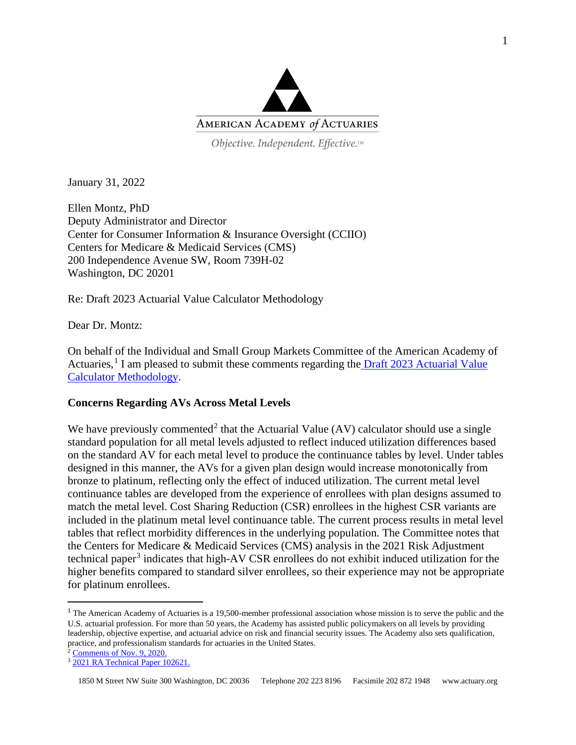AMERICAN ACADEMY *of* ACTUARIES

*Objective. Independent. Effective.*™

January 31, 2022

Ellen Montz, PhD
Deputy Administrator and Director
Center for Consumer Information & Insurance Oversight (CCIIO)
Centers for Medicare & Medicaid Services (CMS)
200 Independence Avenue SW, Room 739H-02
Washington, DC 20201

Re: Draft 2023 Actuarial Value Calculator Methodology

Dear Dr. Montz:

On behalf of the Individual and Small Group Markets Committee of the American Academy of Actuaries,[1] I am pleased to submit these comments regarding the [Draft 2023 Actuarial Value Calculator Methodology](#).

**Concerns Regarding AVs Across Metal Levels**

We have previously commented[2] that the Actuarial Value (AV) calculator should use a single standard population for all metal levels adjusted to reflect induced utilization differences based on the standard AV for each metal level to produce the continuance tables by level. Under tables designed in this manner, the AVs for a given plan design would increase monotonically from bronze to platinum, reflecting only the effect of induced utilization. The current metal level continuance tables are developed from the experience of enrollees with plan designs assumed to match the metal level. Cost Sharing Reduction (CSR) enrollees in the highest CSR variants are included in the platinum metal level continuance table. The current process results in metal level tables that reflect morbidity differences in the underlying population. The Committee notes that the Centers for Medicare & Medicaid Services (CMS) analysis in the 2021 Risk Adjustment technical paper[3] indicates that high-AV CSR enrollees do not exhibit induced utilization for the higher benefits compared to standard silver enrollees, so their experience may not be appropriate for platinum enrollees.

---

[1] The American Academy of Actuaries is a 19,500-member professional association whose mission is to serve the public and the U.S. actuarial profession. For more than 50 years, the Academy has assisted public policymakers on all levels by providing leadership, objective expertise, and actuarial advice on risk and financial security issues. The Academy also sets qualification, practice, and professionalism standards for actuaries in the United States.

[2] [Comments of Nov. 9, 2020.](#)

[3] [2021 RA Technical Paper 102621.](#)

1850 M Street NW Suite 300 Washington, DC 20036 Telephone 202 223 8196 Facsimile 202 872 1948 www.actuary.org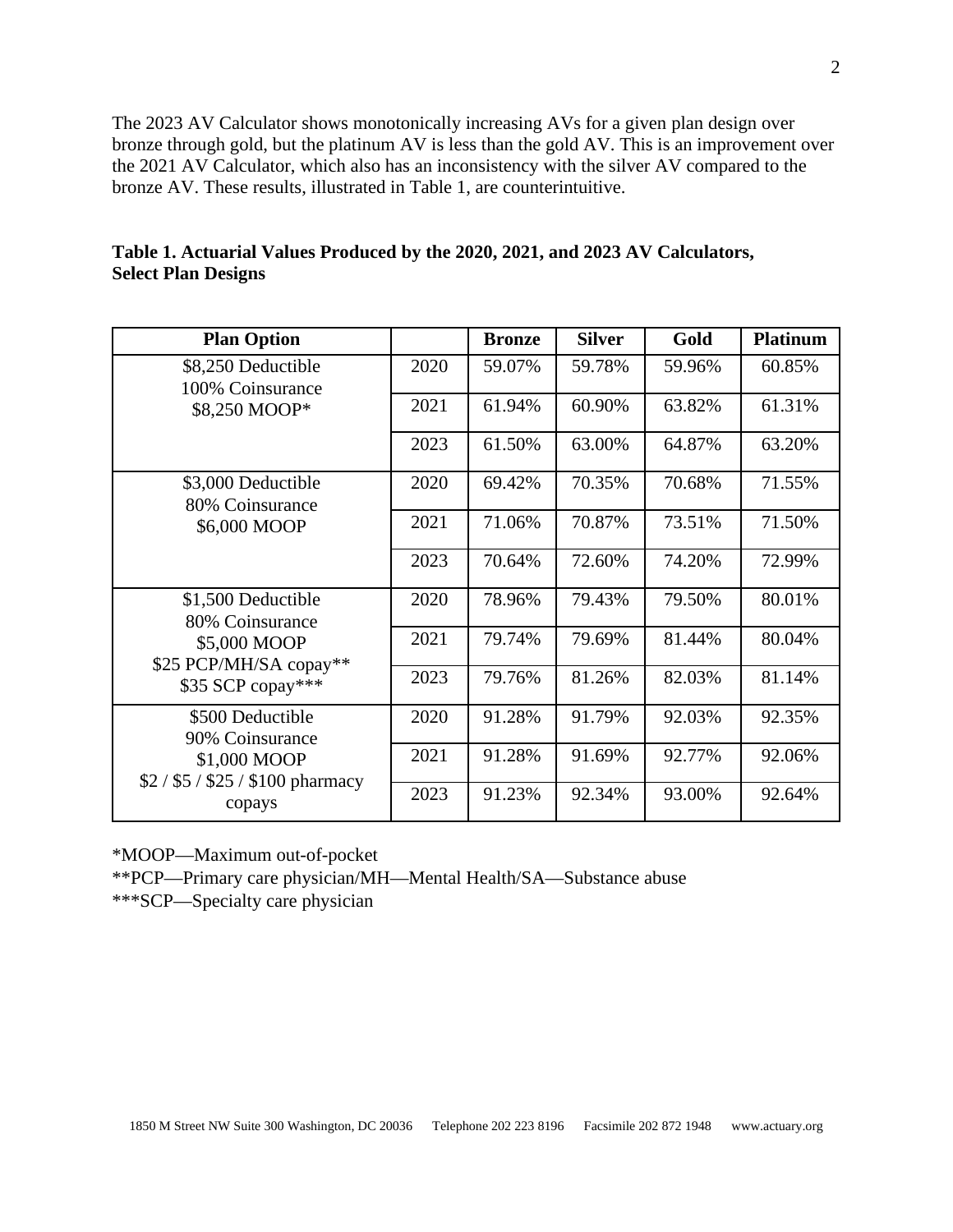The 2023 AV Calculator shows monotonically increasing AVs for a given plan design over bronze through gold, but the platinum AV is less than the gold AV. This is an improvement over the 2021 AV Calculator, which also has an inconsistency with the silver AV compared to the bronze AV. These results, illustrated in Table 1, are counterintuitive.

**Table 1. Actuarial Values Produced by the 2020, 2021, and 2023 AV Calculators, Select Plan Designs**

| Plan Option | | Bronze | Silver | Gold | Platinum |
|---|---|---|---|---|---|
| $8,250 Deductible<br>100% Coinsurance<br>$8,250 MOOP* | 2020 | 59.07% | 59.78% | 59.96% | 60.85% |
| | 2021 | 61.94% | 60.90% | 63.82% | 61.31% |
| | 2023 | 61.50% | 63.00% | 64.87% | 63.20% |
| $3,000 Deductible<br>80% Coinsurance<br>$6,000 MOOP | 2020 | 69.42% | 70.35% | 70.68% | 71.55% |
| | 2021 | 71.06% | 70.87% | 73.51% | 71.50% |
| | 2023 | 70.64% | 72.60% | 74.20% | 72.99% |
| $1,500 Deductible<br>80% Coinsurance<br>$5,000 MOOP<br>$25 PCP/MH/SA copay**<br>$35 SCP copay*** | 2020 | 78.96% | 79.43% | 79.50% | 80.01% |
| | 2021 | 79.74% | 79.69% | 81.44% | 80.04% |
| | 2023 | 79.76% | 81.26% | 82.03% | 81.14% |
| $500 Deductible<br>90% Coinsurance<br>$1,000 MOOP<br>$2 / $5 / $25 / $100 pharmacy copays | 2020 | 91.28% | 91.79% | 92.03% | 92.35% |
| | 2021 | 91.28% | 91.69% | 92.77% | 92.06% |
| | 2023 | 91.23% | 92.34% | 93.00% | 92.64% |

*MOOP—Maximum out-of-pocket

**PCP—Primary care physician/MH—Mental Health/SA—Substance abuse

***SCP—Specialty care physician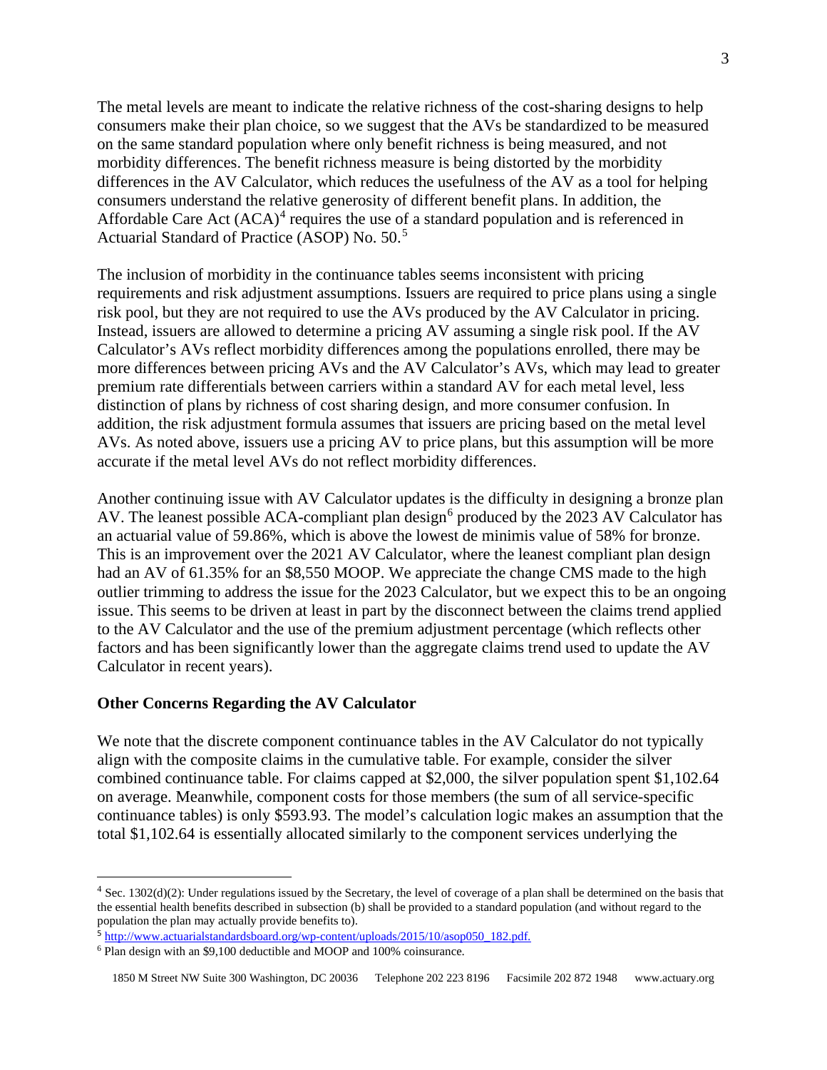The metal levels are meant to indicate the relative richness of the cost-sharing designs to help consumers make their plan choice, so we suggest that the AVs be standardized to be measured on the same standard population where only benefit richness is being measured, and not morbidity differences. The benefit richness measure is being distorted by the morbidity differences in the AV Calculator, which reduces the usefulness of the AV as a tool for helping consumers understand the relative generosity of different benefit plans. In addition, the Affordable Care Act (ACA)[4] requires the use of a standard population and is referenced in Actuarial Standard of Practice (ASOP) No. 50.[5]

The inclusion of morbidity in the continuance tables seems inconsistent with pricing requirements and risk adjustment assumptions. Issuers are required to price plans using a single risk pool, but they are not required to use the AVs produced by the AV Calculator in pricing. Instead, issuers are allowed to determine a pricing AV assuming a single risk pool. If the AV Calculator's AVs reflect morbidity differences among the populations enrolled, there may be more differences between pricing AVs and the AV Calculator's AVs, which may lead to greater premium rate differentials between carriers within a standard AV for each metal level, less distinction of plans by richness of cost sharing design, and more consumer confusion. In addition, the risk adjustment formula assumes that issuers are pricing based on the metal level AVs. As noted above, issuers use a pricing AV to price plans, but this assumption will be more accurate if the metal level AVs do not reflect morbidity differences.

Another continuing issue with AV Calculator updates is the difficulty in designing a bronze plan AV. The leanest possible ACA-compliant plan design[6] produced by the 2023 AV Calculator has an actuarial value of 59.86%, which is above the lowest de minimis value of 58% for bronze. This is an improvement over the 2021 AV Calculator, where the leanest compliant plan design had an AV of 61.35% for an $8,550 MOOP. We appreciate the change CMS made to the high outlier trimming to address the issue for the 2023 Calculator, but we expect this to be an ongoing issue. This seems to be driven at least in part by the disconnect between the claims trend applied to the AV Calculator and the use of the premium adjustment percentage (which reflects other factors and has been significantly lower than the aggregate claims trend used to update the AV Calculator in recent years).

## Other Concerns Regarding the AV Calculator

We note that the discrete component continuance tables in the AV Calculator do not typically align with the composite claims in the cumulative table. For example, consider the silver combined continuance table. For claims capped at $2,000, the silver population spent $1,102.64 on average. Meanwhile, component costs for those members (the sum of all service-specific continuance tables) is only $593.93. The model's calculation logic makes an assumption that the total $1,102.64 is essentially allocated similarly to the component services underlying the

---

[4] Sec. 1302(d)(2): Under regulations issued by the Secretary, the level of coverage of a plan shall be determined on the basis that the essential health benefits described in subsection (b) shall be provided to a standard population (and without regard to the population the plan may actually provide benefits to).

[5] http://www.actuarialstandardsboard.org/wp-content/uploads/2015/10/asop050_182.pdf.

[6] Plan design with an $9,100 deductible and MOOP and 100% coinsurance.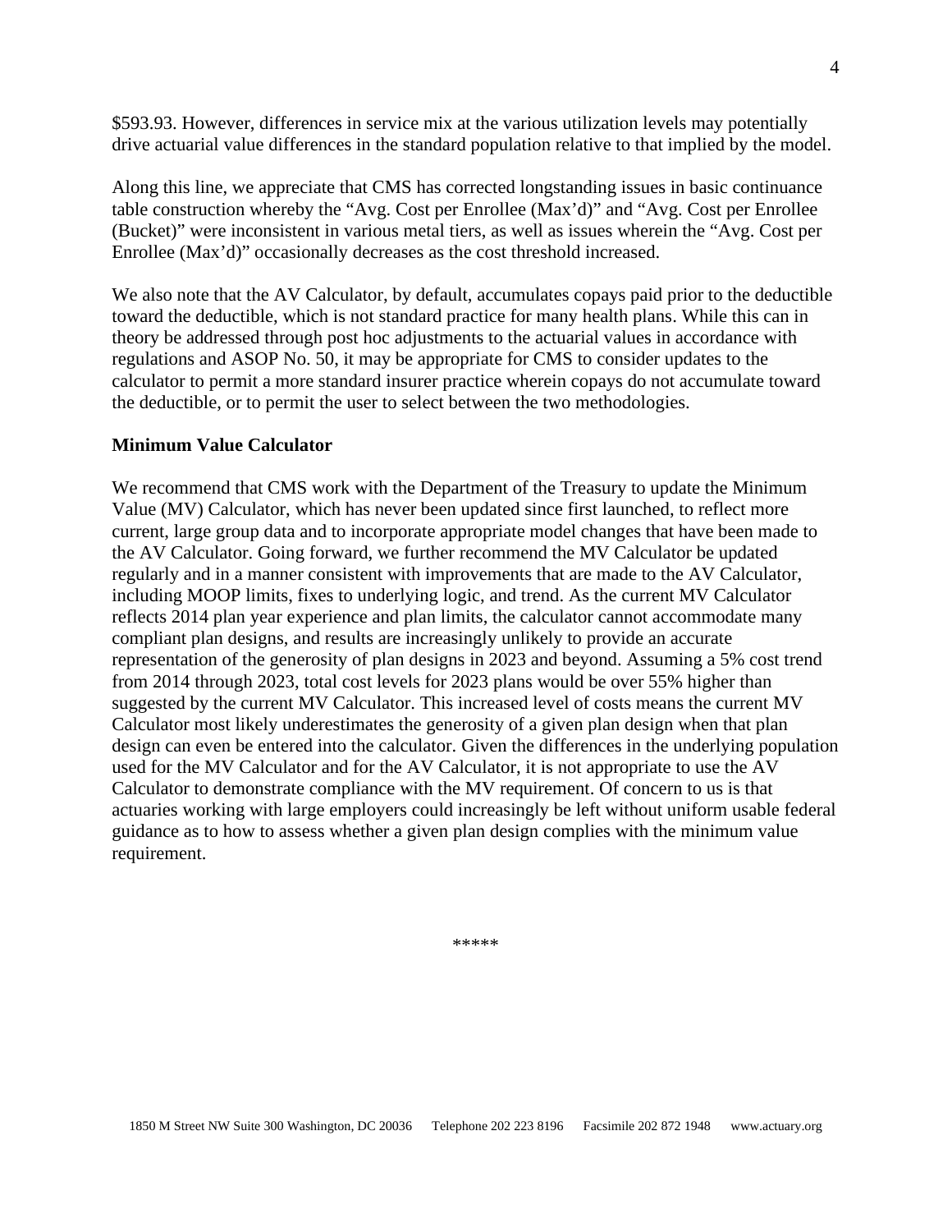$593.93. However, differences in service mix at the various utilization levels may potentially drive actuarial value differences in the standard population relative to that implied by the model.

Along this line, we appreciate that CMS has corrected longstanding issues in basic continuance table construction whereby the "Avg. Cost per Enrollee (Max'd)" and "Avg. Cost per Enrollee (Bucket)" were inconsistent in various metal tiers, as well as issues wherein the "Avg. Cost per Enrollee (Max'd)" occasionally decreases as the cost threshold increased.

We also note that the AV Calculator, by default, accumulates copays paid prior to the deductible toward the deductible, which is not standard practice for many health plans. While this can in theory be addressed through post hoc adjustments to the actuarial values in accordance with regulations and ASOP No. 50, it may be appropriate for CMS to consider updates to the calculator to permit a more standard insurer practice wherein copays do not accumulate toward the deductible, or to permit the user to select between the two methodologies.

**Minimum Value Calculator**

We recommend that CMS work with the Department of the Treasury to update the Minimum Value (MV) Calculator, which has never been updated since first launched, to reflect more current, large group data and to incorporate appropriate model changes that have been made to the AV Calculator. Going forward, we further recommend the MV Calculator be updated regularly and in a manner consistent with improvements that are made to the AV Calculator, including MOOP limits, fixes to underlying logic, and trend. As the current MV Calculator reflects 2014 plan year experience and plan limits, the calculator cannot accommodate many compliant plan designs, and results are increasingly unlikely to provide an accurate representation of the generosity of plan designs in 2023 and beyond. Assuming a 5% cost trend from 2014 through 2023, total cost levels for 2023 plans would be over 55% higher than suggested by the current MV Calculator. This increased level of costs means the current MV Calculator most likely underestimates the generosity of a given plan design when that plan design can even be entered into the calculator. Given the differences in the underlying population used for the MV Calculator and for the AV Calculator, it is not appropriate to use the AV Calculator to demonstrate compliance with the MV requirement. Of concern to us is that actuaries working with large employers could increasingly be left without uniform usable federal guidance as to how to assess whether a given plan design complies with the minimum value requirement.

*****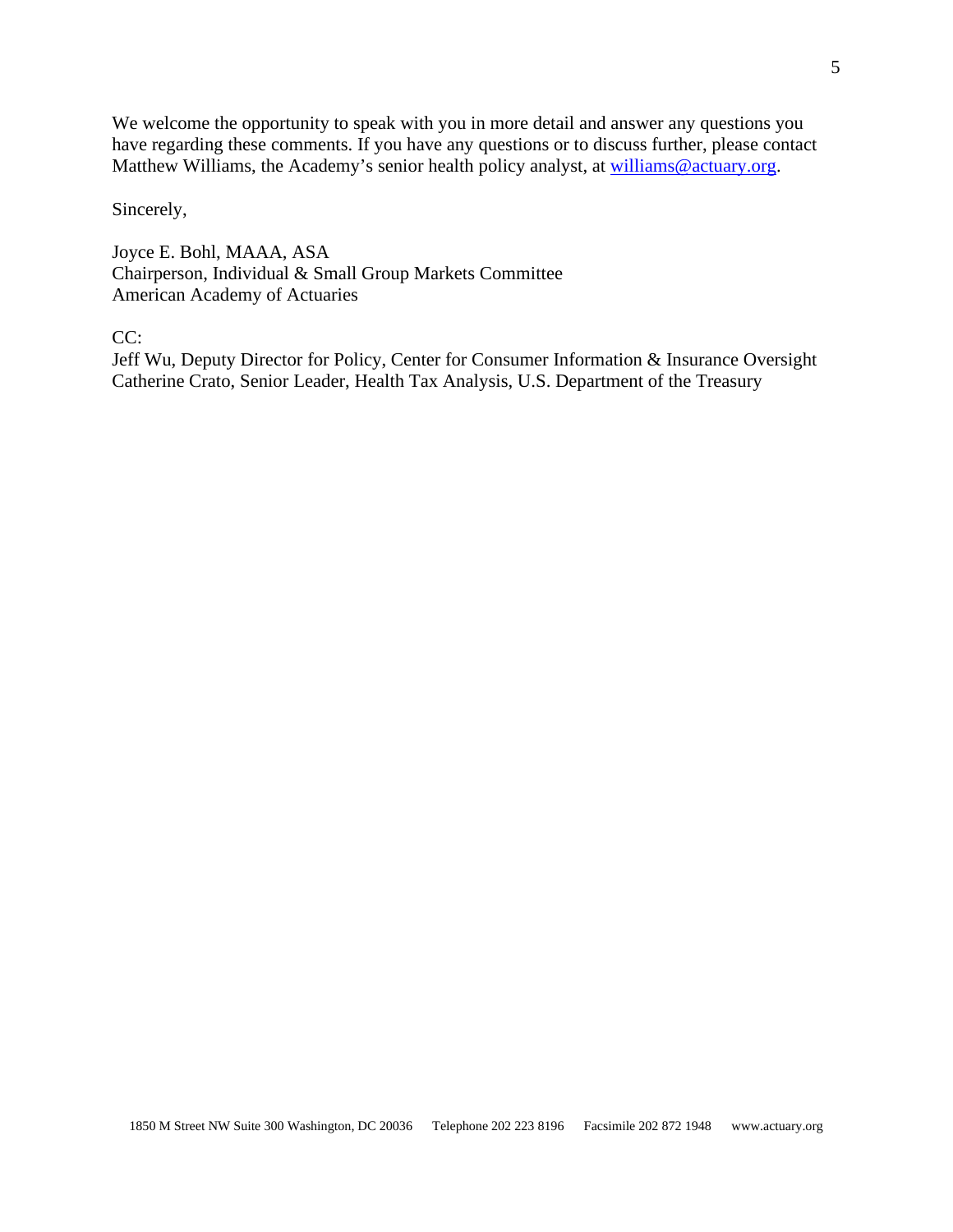We welcome the opportunity to speak with you in more detail and answer any questions you have regarding these comments. If you have any questions or to discuss further, please contact Matthew Williams, the Academy's senior health policy analyst, at [williams@actuary.org](mailto:williams@actuary.org).

Sincerely,

Joyce E. Bohl, MAAA, ASA
Chairperson, Individual & Small Group Markets Committee
American Academy of Actuaries

CC:
Jeff Wu, Deputy Director for Policy, Center for Consumer Information & Insurance Oversight
Catherine Crato, Senior Leader, Health Tax Analysis, U.S. Department of the Treasury